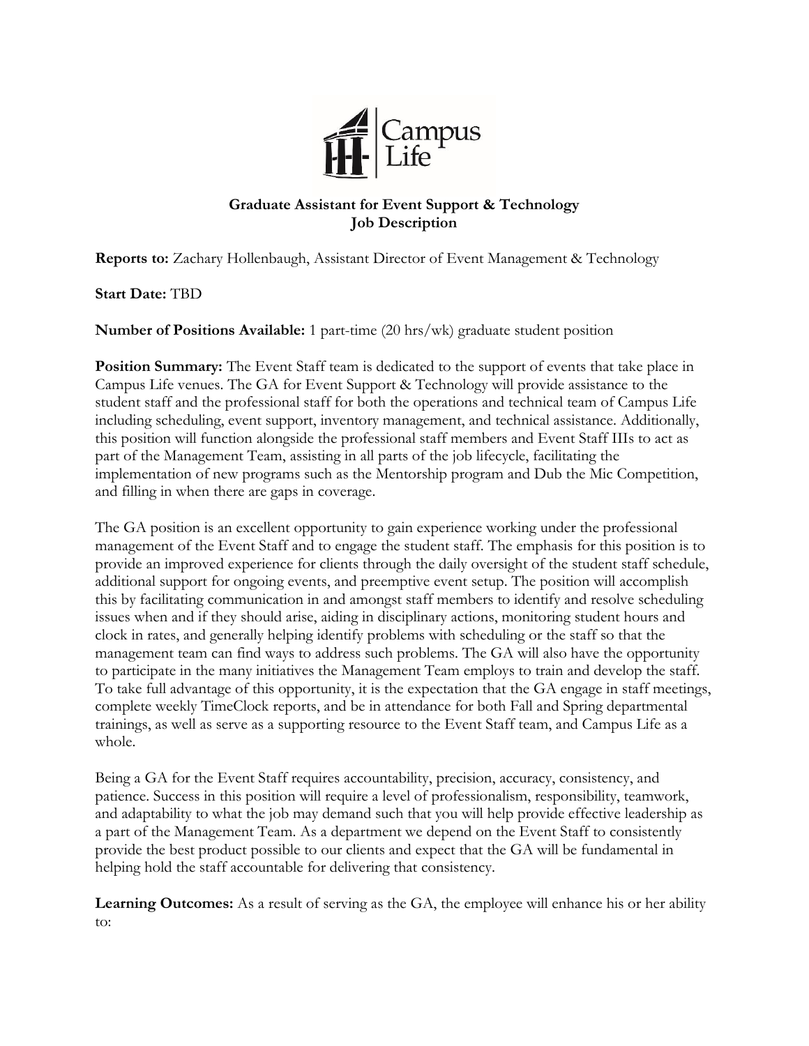Campus Life

## Graduate Assistant for Event Support & Technology
## Job Description

**Reports to:** Zachary Hollenbaugh, Assistant Director of Event Management & Technology

**Start Date:** TBD

**Number of Positions Available:** 1 part-time (20 hrs/wk) graduate student position

**Position Summary:** The Event Staff team is dedicated to the support of events that take place in Campus Life venues. The GA for Event Support & Technology will provide assistance to the student staff and the professional staff for both the operations and technical team of Campus Life including scheduling, event support, inventory management, and technical assistance. Additionally, this position will function alongside the professional staff members and Event Staff IIIs to act as part of the Management Team, assisting in all parts of the job lifecycle, facilitating the implementation of new programs such as the Mentorship program and Dub the Mic Competition, and filling in when there are gaps in coverage.

The GA position is an excellent opportunity to gain experience working under the professional management of the Event Staff and to engage the student staff. The emphasis for this position is to provide an improved experience for clients through the daily oversight of the student staff schedule, additional support for ongoing events, and preemptive event setup. The position will accomplish this by facilitating communication in and amongst staff members to identify and resolve scheduling issues when and if they should arise, aiding in disciplinary actions, monitoring student hours and clock in rates, and generally helping identify problems with scheduling or the staff so that the management team can find ways to address such problems. The GA will also have the opportunity to participate in the many initiatives the Management Team employs to train and develop the staff. To take full advantage of this opportunity, it is the expectation that the GA engage in staff meetings, complete weekly TimeClock reports, and be in attendance for both Fall and Spring departmental trainings, as well as serve as a supporting resource to the Event Staff team, and Campus Life as a whole.

Being a GA for the Event Staff requires accountability, precision, accuracy, consistency, and patience. Success in this position will require a level of professionalism, responsibility, teamwork, and adaptability to what the job may demand such that you will help provide effective leadership as a part of the Management Team. As a department we depend on the Event Staff to consistently provide the best product possible to our clients and expect that the GA will be fundamental in helping hold the staff accountable for delivering that consistency.

**Learning Outcomes:** As a result of serving as the GA, the employee will enhance his or her ability to: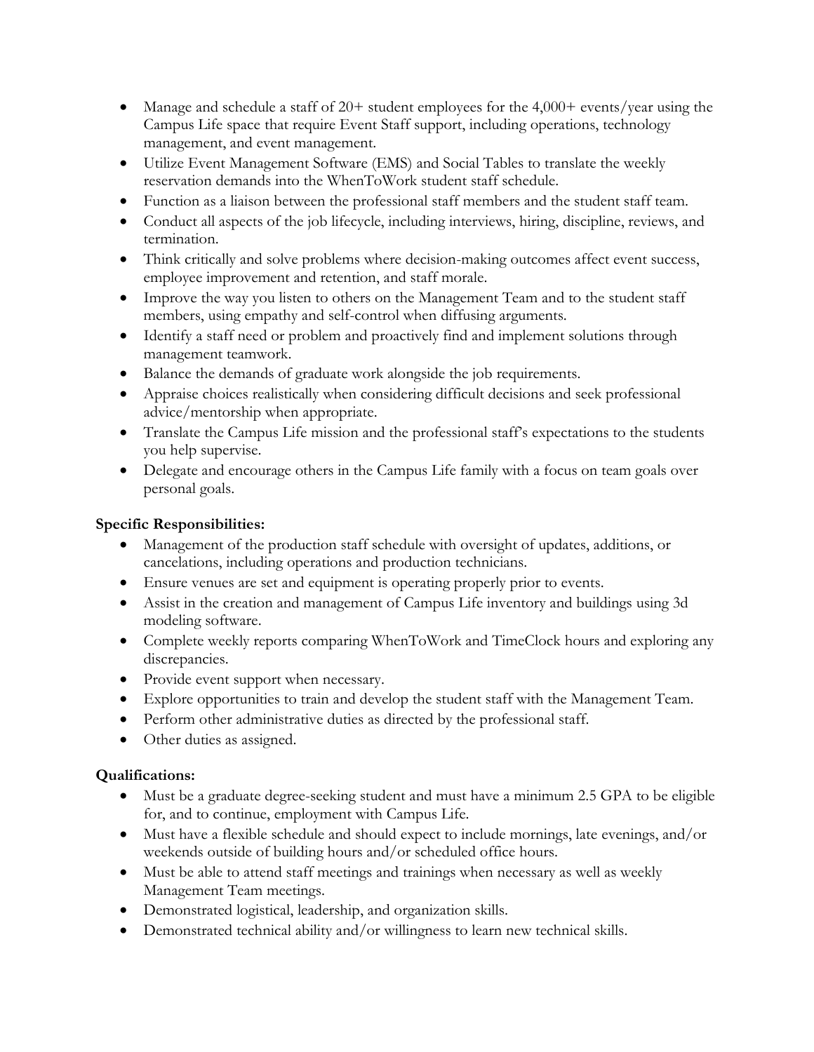- Manage and schedule a staff of 20+ student employees for the 4,000+ events/year using the Campus Life space that require Event Staff support, including operations, technology management, and event management.
- Utilize Event Management Software (EMS) and Social Tables to translate the weekly reservation demands into the WhenToWork student staff schedule.
- Function as a liaison between the professional staff members and the student staff team.
- Conduct all aspects of the job lifecycle, including interviews, hiring, discipline, reviews, and termination.
- Think critically and solve problems where decision-making outcomes affect event success, employee improvement and retention, and staff morale.
- Improve the way you listen to others on the Management Team and to the student staff members, using empathy and self-control when diffusing arguments.
- Identify a staff need or problem and proactively find and implement solutions through management teamwork.
- Balance the demands of graduate work alongside the job requirements.
- Appraise choices realistically when considering difficult decisions and seek professional advice/mentorship when appropriate.
- Translate the Campus Life mission and the professional staff's expectations to the students you help supervise.
- Delegate and encourage others in the Campus Life family with a focus on team goals over personal goals.

**Specific Responsibilities:**

- Management of the production staff schedule with oversight of updates, additions, or cancelations, including operations and production technicians.
- Ensure venues are set and equipment is operating properly prior to events.
- Assist in the creation and management of Campus Life inventory and buildings using 3d modeling software.
- Complete weekly reports comparing WhenToWork and TimeClock hours and exploring any discrepancies.
- Provide event support when necessary.
- Explore opportunities to train and develop the student staff with the Management Team.
- Perform other administrative duties as directed by the professional staff.
- Other duties as assigned.

**Qualifications:**

- Must be a graduate degree-seeking student and must have a minimum 2.5 GPA to be eligible for, and to continue, employment with Campus Life.
- Must have a flexible schedule and should expect to include mornings, late evenings, and/or weekends outside of building hours and/or scheduled office hours.
- Must be able to attend staff meetings and trainings when necessary as well as weekly Management Team meetings.
- Demonstrated logistical, leadership, and organization skills.
- Demonstrated technical ability and/or willingness to learn new technical skills.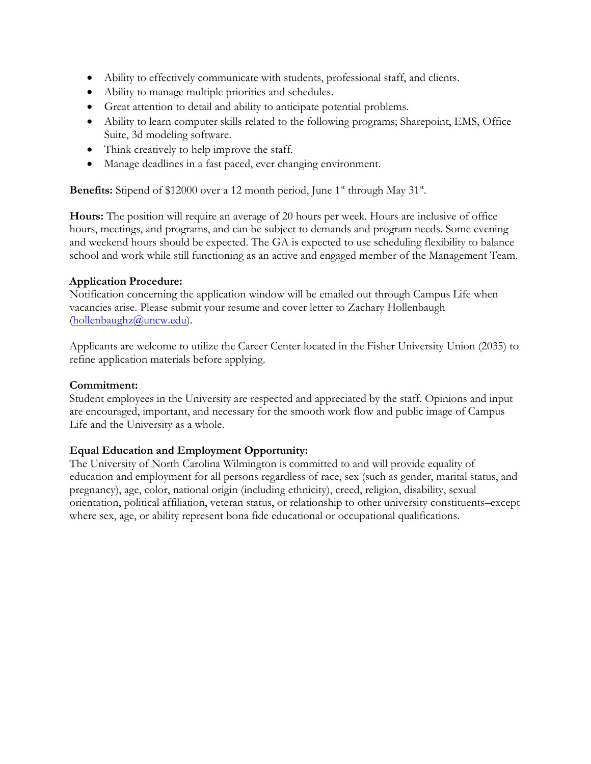- Ability to effectively communicate with students, professional staff, and clients.
- Ability to manage multiple priorities and schedules.
- Great attention to detail and ability to anticipate potential problems.
- Ability to learn computer skills related to the following programs; Sharepoint, EMS, Office Suite, 3d modeling software.
- Think creatively to help improve the staff.
- Manage deadlines in a fast paced, ever changing environment.

**Benefits:** Stipend of $12000 over a 12 month period, June 1st through May 31st.

**Hours:** The position will require an average of 20 hours per week. Hours are inclusive of office hours, meetings, and programs, and can be subject to demands and program needs. Some evening and weekend hours should be expected. The GA is expected to use scheduling flexibility to balance school and work while still functioning as an active and engaged member of the Management Team.

**Application Procedure:**
Notification concerning the application window will be emailed out through Campus Life when vacancies arise. Please submit your resume and cover letter to Zachary Hollenbaugh (hollenbaughz@uncw.edu).

Applicants are welcome to utilize the Career Center located in the Fisher University Union (2035) to refine application materials before applying.

**Commitment:**
Student employees in the University are respected and appreciated by the staff. Opinions and input are encouraged, important, and necessary for the smooth work flow and public image of Campus Life and the University as a whole.

**Equal Education and Employment Opportunity:**
The University of North Carolina Wilmington is committed to and will provide equality of education and employment for all persons regardless of race, sex (such as gender, marital status, and pregnancy), age, color, national origin (including ethnicity), creed, religion, disability, sexual orientation, political affiliation, veteran status, or relationship to other university constituents–except where sex, age, or ability represent bona fide educational or occupational qualifications.